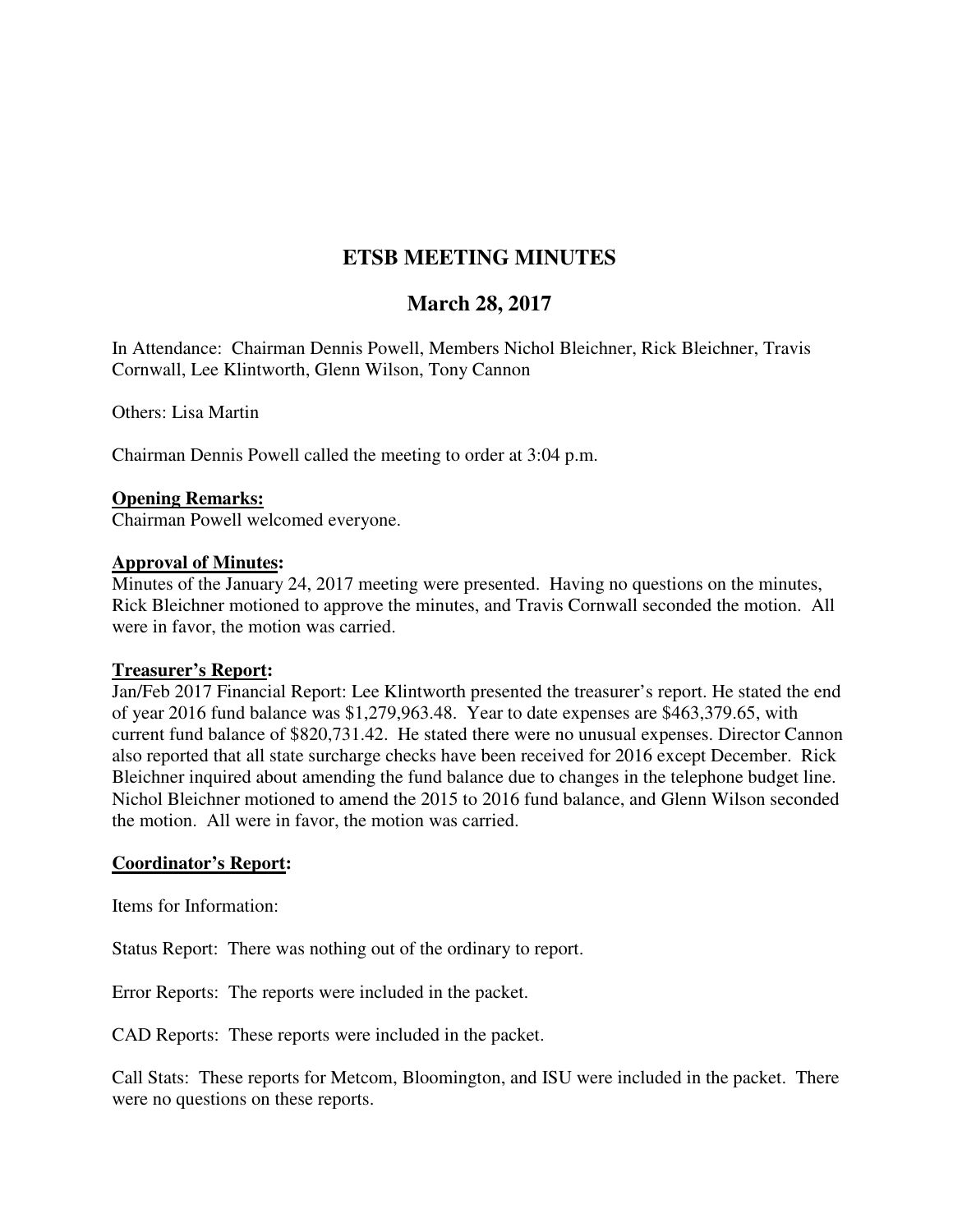# ETSB MEETING MINUTES

## March 28, 2017

In Attendance: Chairman Dennis Powell, Members Nichol Bleichner, Rick Bleichner, Travis Cornwall, Lee Klintworth, Glenn Wilson, Tony Cannon

Others: Lisa Martin

Chairman Dennis Powell called the meeting to order at 3:04 p.m.

**Opening Remarks:**
Chairman Powell welcomed everyone.

**Approval of Minutes:**
Minutes of the January 24, 2017 meeting were presented. Having no questions on the minutes, Rick Bleichner motioned to approve the minutes, and Travis Cornwall seconded the motion. All were in favor, the motion was carried.

**Treasurer's Report:**
Jan/Feb 2017 Financial Report: Lee Klintworth presented the treasurer's report. He stated the end of year 2016 fund balance was $1,279,963.48. Year to date expenses are $463,379.65, with current fund balance of $820,731.42. He stated there were no unusual expenses. Director Cannon also reported that all state surcharge checks have been received for 2016 except December. Rick Bleichner inquired about amending the fund balance due to changes in the telephone budget line. Nichol Bleichner motioned to amend the 2015 to 2016 fund balance, and Glenn Wilson seconded the motion. All were in favor, the motion was carried.

**Coordinator's Report:**

Items for Information:

Status Report: There was nothing out of the ordinary to report.

Error Reports: The reports were included in the packet.

CAD Reports: These reports were included in the packet.

Call Stats: These reports for Metcom, Bloomington, and ISU were included in the packet. There were no questions on these reports.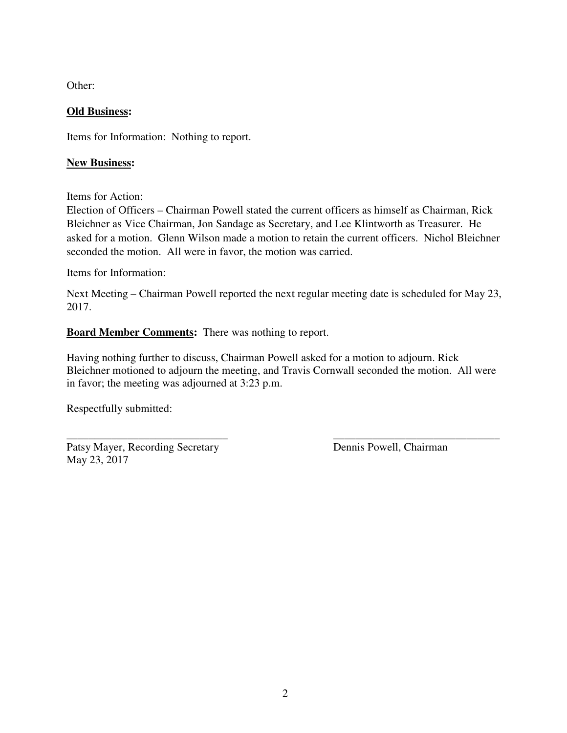Other:

**Old Business:**

Items for Information: Nothing to report.

**New Business:**

Items for Action:
Election of Officers – Chairman Powell stated the current officers as himself as Chairman, Rick Bleichner as Vice Chairman, Jon Sandage as Secretary, and Lee Klintworth as Treasurer. He asked for a motion. Glenn Wilson made a motion to retain the current officers. Nichol Bleichner seconded the motion. All were in favor, the motion was carried.

Items for Information:

Next Meeting – Chairman Powell reported the next regular meeting date is scheduled for May 23, 2017.

**Board Member Comments:** There was nothing to report.

Having nothing further to discuss, Chairman Powell asked for a motion to adjourn. Rick Bleichner motioned to adjourn the meeting, and Travis Cornwall seconded the motion. All were in favor; the meeting was adjourned at 3:23 p.m.

Respectfully submitted:

_____________________________ _____________________________

Patsy Mayer, Recording Secretary
May 23, 2017

Dennis Powell, Chairman